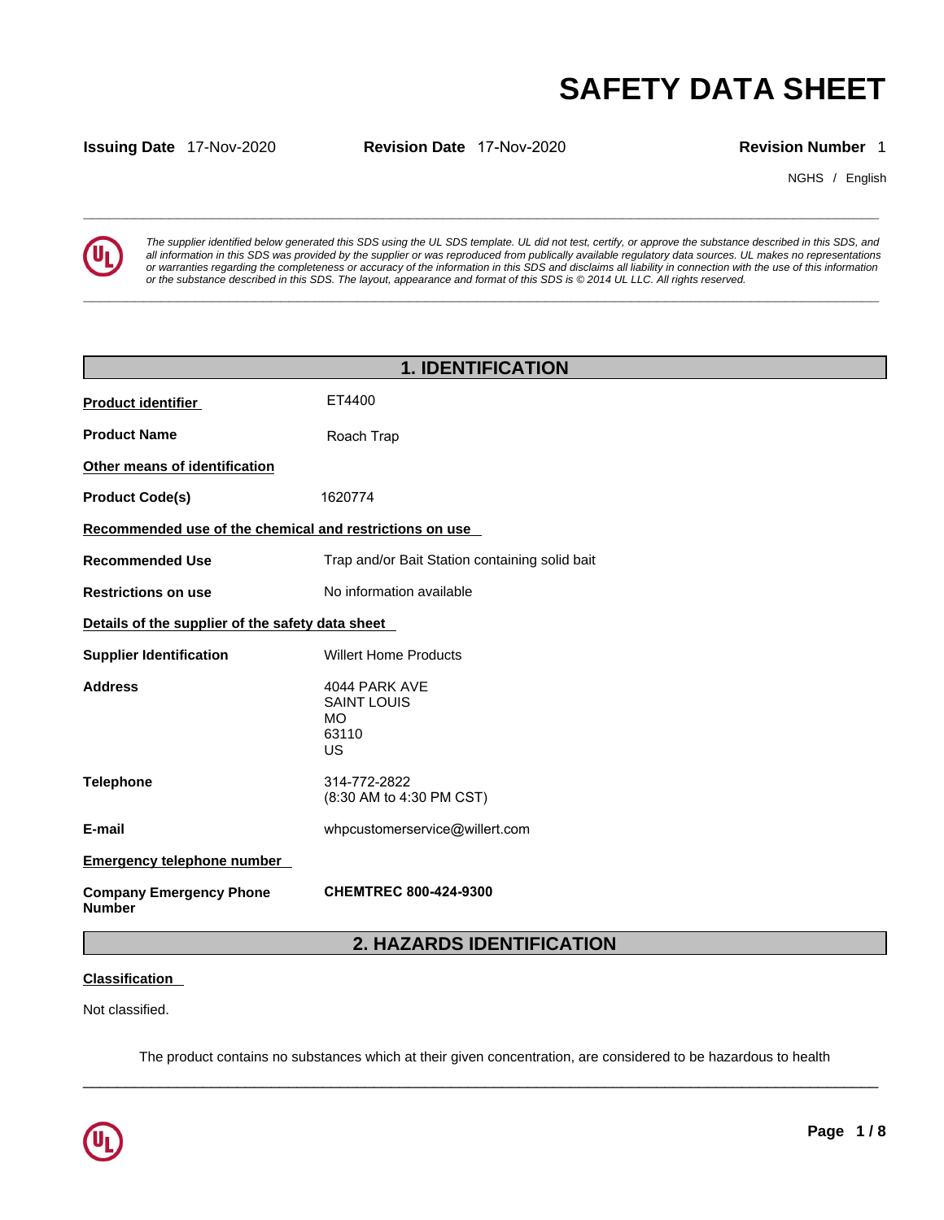# SAFETY DATA SHEET

**Issuing Date** 17-Nov-2020 **Revision Date** 17-Nov-2020 **Revision Number** 1

NGHS / English

*The supplier identified below generated this SDS using the UL SDS template. UL did not test, certify, or approve the substance described in this SDS, and all information in this SDS was provided by the supplier or was reproduced from publically available regulatory data sources. UL makes no representations or warranties regarding the completeness or accuracy of the information in this SDS and disclaims all liability in connection with the use of this information or the substance described in this SDS. The layout, appearance and format of this SDS is © 2014 UL LLC. All rights reserved.*

## 1. IDENTIFICATION

**Product identifier** ET4400

**Product Name** Roach Trap

**Other means of identification**

**Product Code(s)** 1620774

**Recommended use of the chemical and restrictions on use**

**Recommended Use** Trap and/or Bait Station containing solid bait

**Restrictions on use** No information available

**Details of the supplier of the safety data sheet**

**Supplier Identification** Willert Home Products

**Address**
4044 PARK AVE
SAINT LOUIS
MO
63110
US

**Telephone**
314-772-2822
(8:30 AM to 4:30 PM CST)

**E-mail** whpcustomerservice@willert.com

**Emergency telephone number**

**Company Emergency Phone Number** **CHEMTREC 800-424-9300**

## 2. HAZARDS IDENTIFICATION

**Classification**

Not classified.

The product contains no substances which at their given concentration, are considered to be hazardous to health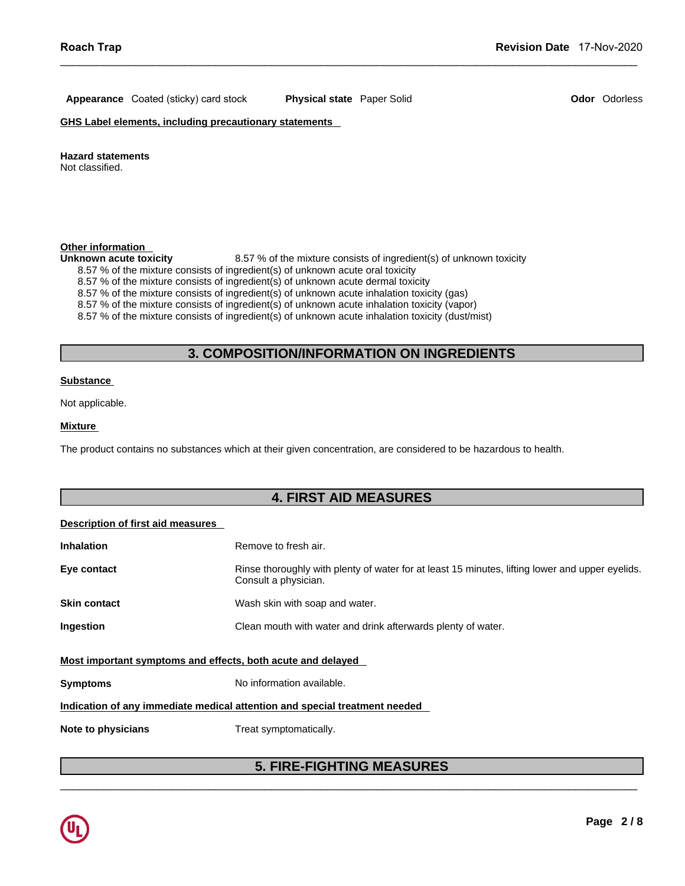**Appearance** Coated (sticky) card stock **Physical state** Paper Solid **Odor** Odorless

**GHS Label elements, including precautionary statements**

**Hazard statements**
Not classified.

**Other information**

**Unknown acute toxicity** 8.57 % of the mixture consists of ingredient(s) of unknown toxicity

8.57 % of the mixture consists of ingredient(s) of unknown acute oral toxicity
8.57 % of the mixture consists of ingredient(s) of unknown acute dermal toxicity
8.57 % of the mixture consists of ingredient(s) of unknown acute inhalation toxicity (gas)
8.57 % of the mixture consists of ingredient(s) of unknown acute inhalation toxicity (vapor)
8.57 % of the mixture consists of ingredient(s) of unknown acute inhalation toxicity (dust/mist)

## 3. COMPOSITION/INFORMATION ON INGREDIENTS

**Substance**

Not applicable.

**Mixture**

The product contains no substances which at their given concentration, are considered to be hazardous to health.

## 4. FIRST AID MEASURES

**Description of first aid measures**

**Inhalation** Remove to fresh air.

**Eye contact** Rinse thoroughly with plenty of water for at least 15 minutes, lifting lower and upper eyelids. Consult a physician.

**Skin contact** Wash skin with soap and water.

**Ingestion** Clean mouth with water and drink afterwards plenty of water.

**Most important symptoms and effects, both acute and delayed**

**Symptoms** No information available.

**Indication of any immediate medical attention and special treatment needed**

**Note to physicians** Treat symptomatically.

## 5. FIRE-FIGHTING MEASURES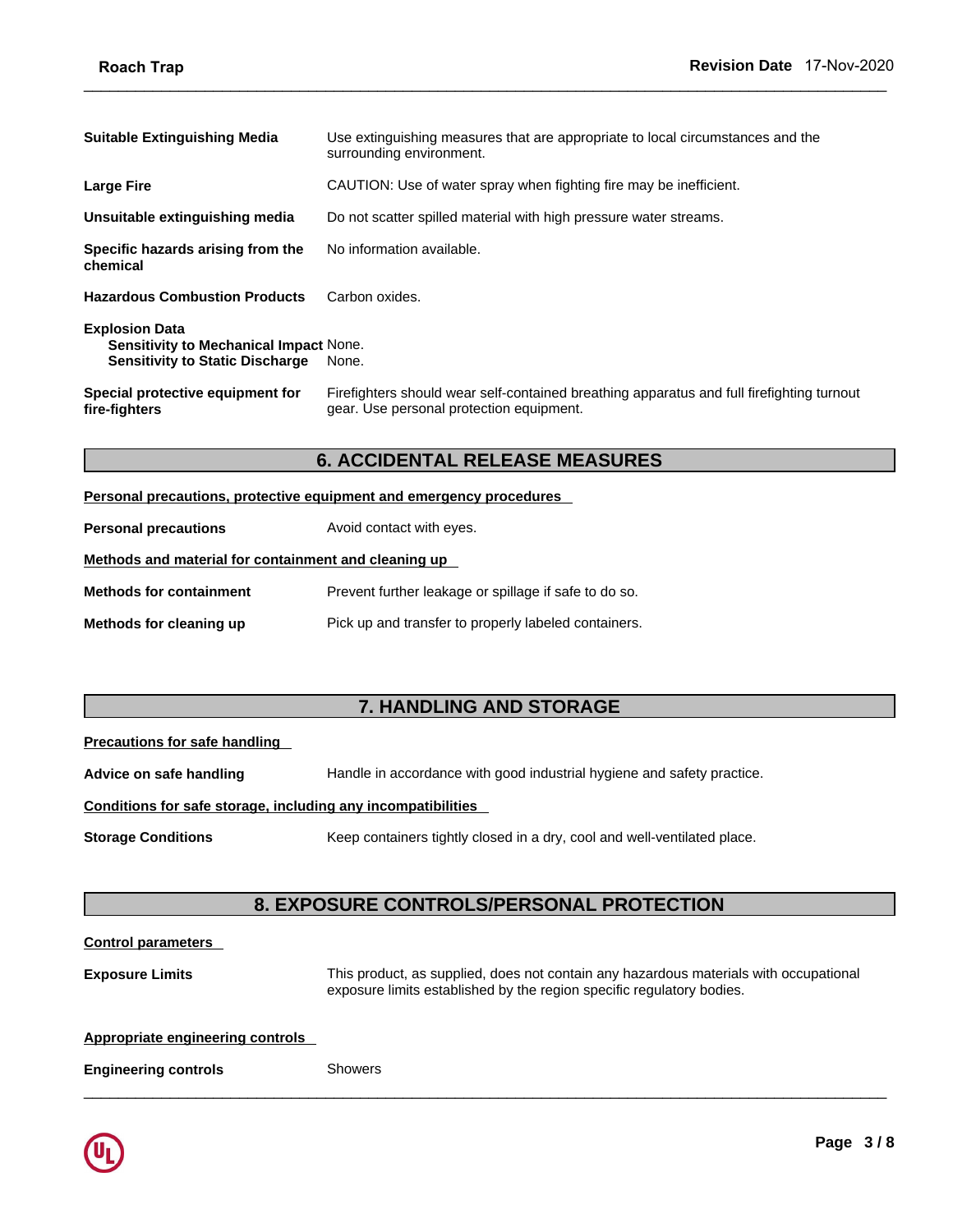**Suitable Extinguishing Media** Use extinguishing measures that are appropriate to local circumstances and the surrounding environment.

**Large Fire** CAUTION: Use of water spray when fighting fire may be inefficient.

**Unsuitable extinguishing media** Do not scatter spilled material with high pressure water streams.

**Specific hazards arising from the chemical** No information available.

**Hazardous Combustion Products** Carbon oxides.

**Explosion Data**
**Sensitivity to Mechanical Impact** None.
**Sensitivity to Static Discharge** None.

**Special protective equipment for fire-fighters** Firefighters should wear self-contained breathing apparatus and full firefighting turnout gear. Use personal protection equipment.

## 6. ACCIDENTAL RELEASE MEASURES

**Personal precautions, protective equipment and emergency procedures**

**Personal precautions** Avoid contact with eyes.

**Methods and material for containment and cleaning up**

**Methods for containment** Prevent further leakage or spillage if safe to do so.

**Methods for cleaning up** Pick up and transfer to properly labeled containers.

## 7. HANDLING AND STORAGE

**Precautions for safe handling**

**Advice on safe handling** Handle in accordance with good industrial hygiene and safety practice.

**Conditions for safe storage, including any incompatibilities**

**Storage Conditions** Keep containers tightly closed in a dry, cool and well-ventilated place.

## 8. EXPOSURE CONTROLS/PERSONAL PROTECTION

**Control parameters**

**Exposure Limits** This product, as supplied, does not contain any hazardous materials with occupational exposure limits established by the region specific regulatory bodies.

**Appropriate engineering controls**

**Engineering controls** Showers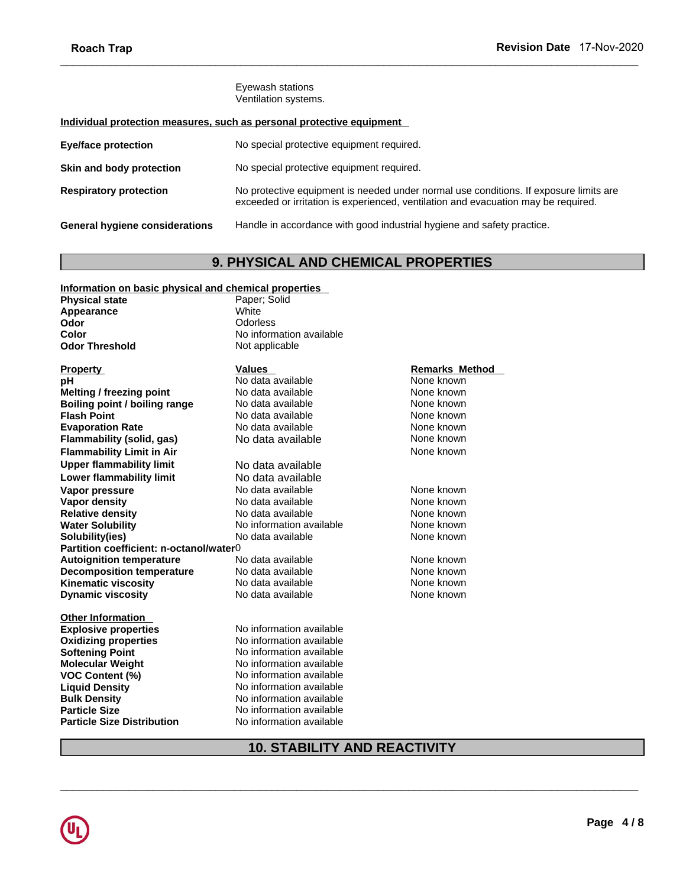Eyewash stations
Ventilation systems.

**Individual protection measures, such as personal protective equipment**

| | |
|---|---|
| **Eye/face protection** | No special protective equipment required. |
| **Skin and body protection** | No special protective equipment required. |
| **Respiratory protection** | No protective equipment is needed under normal use conditions. If exposure limits are exceeded or irritation is experienced, ventilation and evacuation may be required. |
| **General hygiene considerations** | Handle in accordance with good industrial hygiene and safety practice. |

## 9. PHYSICAL AND CHEMICAL PROPERTIES

**Information on basic physical and chemical properties**

| | |
|---|---|
| **Physical state** | Paper; Solid |
| **Appearance** | White |
| **Odor** | Odorless |
| **Color** | No information available |
| **Odor Threshold** | Not applicable |

| **Property** | **Values** | **Remarks Method** |
|---|---|---|
| **pH** | No data available | None known |
| **Melting / freezing point** | No data available | None known |
| **Boiling point / boiling range** | No data available | None known |
| **Flash Point** | No data available | None known |
| **Evaporation Rate** | No data available | None known |
| **Flammability (solid, gas)** | No data available | None known |
| **Flammability Limit in Air** | | None known |
| **Upper flammability limit** | No data available | |
| **Lower flammability limit** | No data available | |
| **Vapor pressure** | No data available | None known |
| **Vapor density** | No data available | None known |
| **Relative density** | No data available | None known |
| **Water Solubility** | No information available | None known |
| **Solubility(ies)** | No data available | None known |
| **Partition coefficient: n-octanol/water** | 0 | |
| **Autoignition temperature** | No data available | None known |
| **Decomposition temperature** | No data available | None known |
| **Kinematic viscosity** | No data available | None known |
| **Dynamic viscosity** | No data available | None known |

**Other Information**

| | |
|---|---|
| **Explosive properties** | No information available |
| **Oxidizing properties** | No information available |
| **Softening Point** | No information available |
| **Molecular Weight** | No information available |
| **VOC Content (%)** | No information available |
| **Liquid Density** | No information available |
| **Bulk Density** | No information available |
| **Particle Size** | No information available |
| **Particle Size Distribution** | No information available |

## 10. STABILITY AND REACTIVITY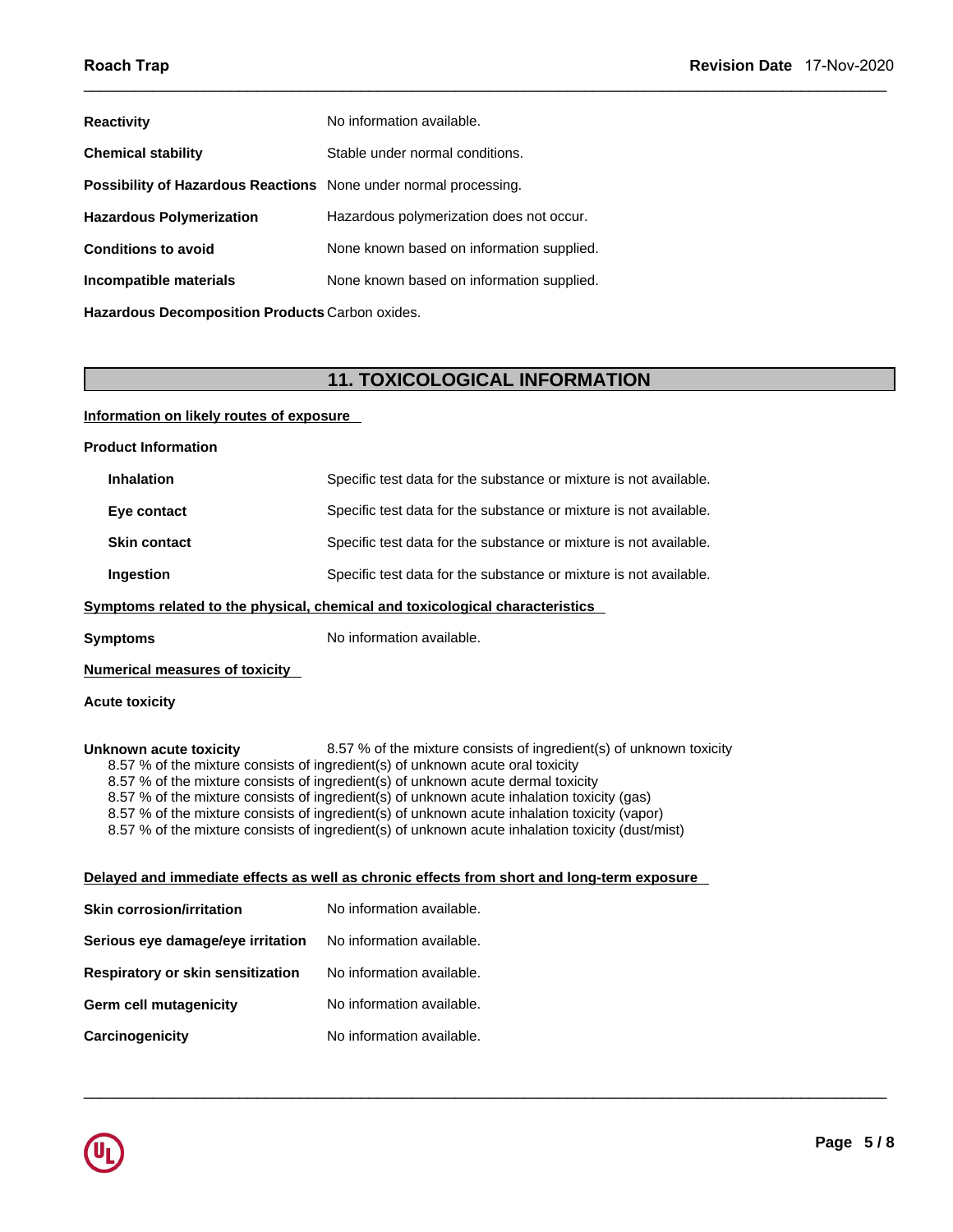| | |
|---|---|
| **Reactivity** | No information available. |
| **Chemical stability** | Stable under normal conditions. |
| **Possibility of Hazardous Reactions** | None under normal processing. |
| **Hazardous Polymerization** | Hazardous polymerization does not occur. |
| **Conditions to avoid** | None known based on information supplied. |
| **Incompatible materials** | None known based on information supplied. |
| **Hazardous Decomposition Products** | Carbon oxides. |

## 11. TOXICOLOGICAL INFORMATION

**Information on likely routes of exposure**

**Product Information**

| | |
|---|---|
| **Inhalation** | Specific test data for the substance or mixture is not available. |
| **Eye contact** | Specific test data for the substance or mixture is not available. |
| **Skin contact** | Specific test data for the substance or mixture is not available. |
| **Ingestion** | Specific test data for the substance or mixture is not available. |

**Symptoms related to the physical, chemical and toxicological characteristics**

**Symptoms** No information available.

**Numerical measures of toxicity**

**Acute toxicity**

**Unknown acute toxicity** 8.57 % of the mixture consists of ingredient(s) of unknown toxicity

8.57 % of the mixture consists of ingredient(s) of unknown acute oral toxicity
8.57 % of the mixture consists of ingredient(s) of unknown acute dermal toxicity
8.57 % of the mixture consists of ingredient(s) of unknown acute inhalation toxicity (gas)
8.57 % of the mixture consists of ingredient(s) of unknown acute inhalation toxicity (vapor)
8.57 % of the mixture consists of ingredient(s) of unknown acute inhalation toxicity (dust/mist)

**Delayed and immediate effects as well as chronic effects from short and long-term exposure**

| | |
|---|---|
| **Skin corrosion/irritation** | No information available. |
| **Serious eye damage/eye irritation** | No information available. |
| **Respiratory or skin sensitization** | No information available. |
| **Germ cell mutagenicity** | No information available. |
| **Carcinogenicity** | No information available. |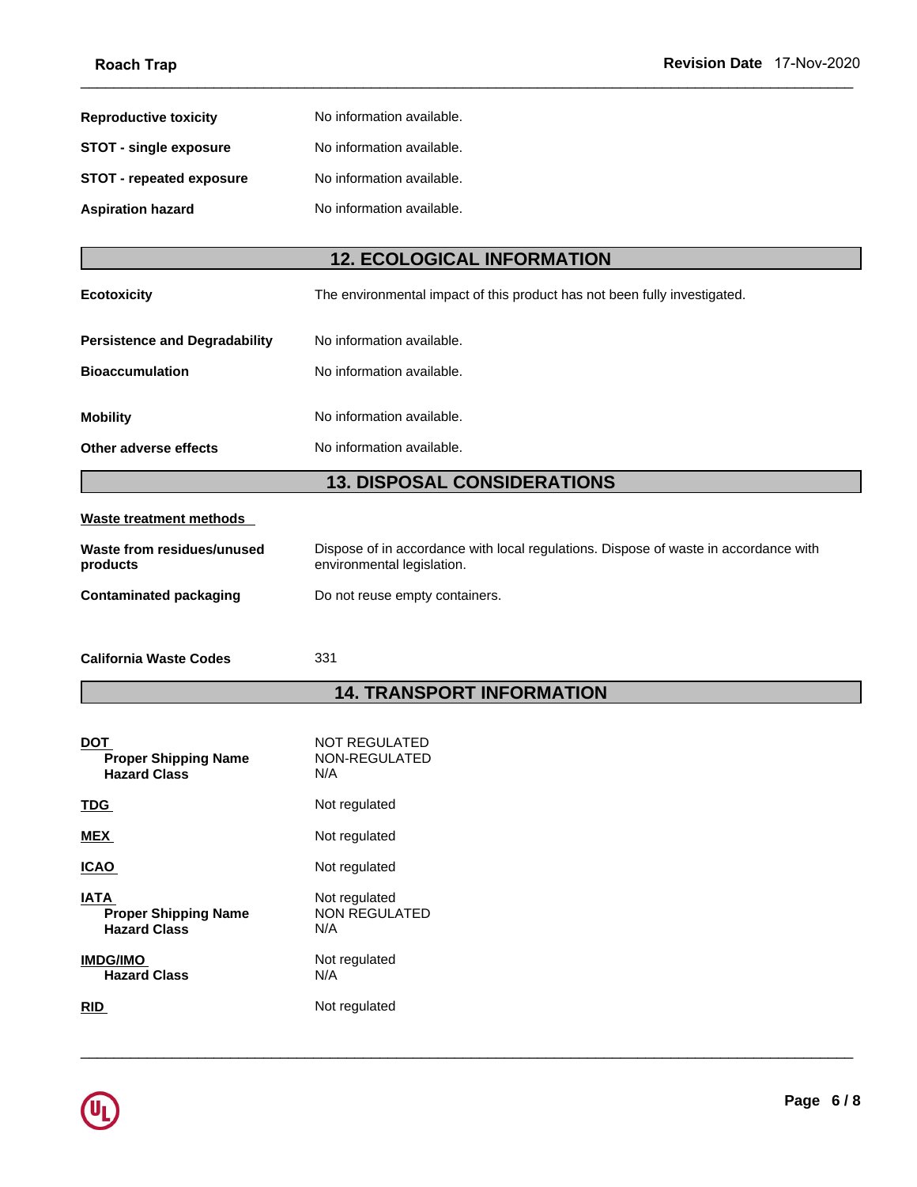**Reproductive toxicity** No information available.

**STOT - single exposure** No information available.

**STOT - repeated exposure** No information available.

**Aspiration hazard** No information available.

## 12. ECOLOGICAL INFORMATION

**Ecotoxicity** The environmental impact of this product has not been fully investigated.

**Persistence and Degradability** No information available.

**Bioaccumulation** No information available.

**Mobility** No information available.

**Other adverse effects** No information available.

## 13. DISPOSAL CONSIDERATIONS

**Waste treatment methods**

**Waste from residues/unused products** Dispose of in accordance with local regulations. Dispose of waste in accordance with environmental legislation.

**Contaminated packaging** Do not reuse empty containers.

**California Waste Codes** 331

## 14. TRANSPORT INFORMATION

**DOT** NOT REGULATED
- **Proper Shipping Name** NON-REGULATED
- **Hazard Class** N/A

**TDG** Not regulated

**MEX** Not regulated

**ICAO** Not regulated

**IATA** Not regulated
- **Proper Shipping Name** NON REGULATED
- **Hazard Class** N/A

**IMDG/IMO** Not regulated
- **Hazard Class** N/A

**RID** Not regulated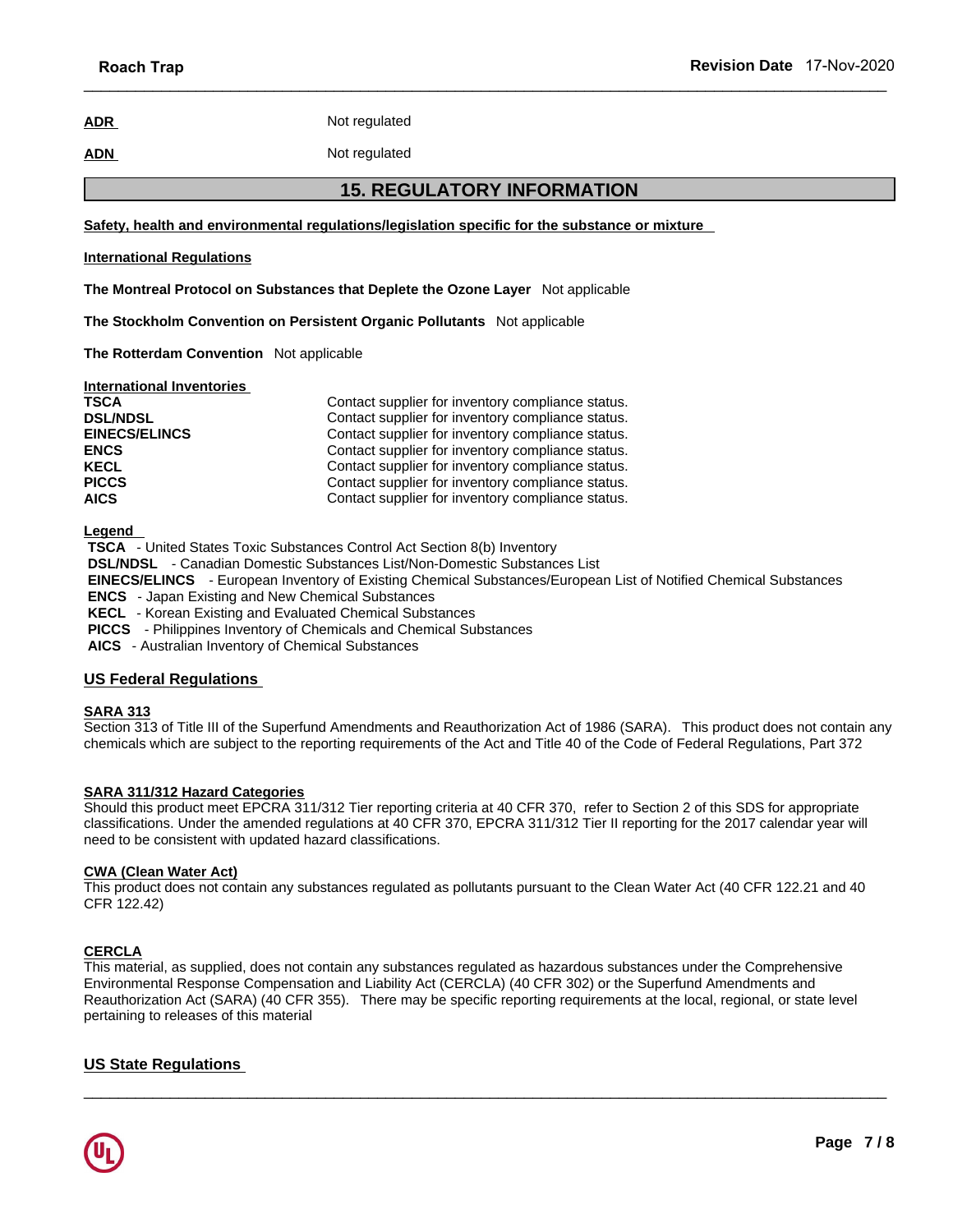**ADR** Not regulated

**ADN** Not regulated

## 15. REGULATORY INFORMATION

**Safety, health and environmental regulations/legislation specific for the substance or mixture**

**International Regulations**

**The Montreal Protocol on Substances that Deplete the Ozone Layer** Not applicable

**The Stockholm Convention on Persistent Organic Pollutants** Not applicable

**The Rotterdam Convention** Not applicable

**International Inventories**

| | |
|---|---|
| **TSCA** | Contact supplier for inventory compliance status. |
| **DSL/NDSL** | Contact supplier for inventory compliance status. |
| **EINECS/ELINCS** | Contact supplier for inventory compliance status. |
| **ENCS** | Contact supplier for inventory compliance status. |
| **KECL** | Contact supplier for inventory compliance status. |
| **PICCS** | Contact supplier for inventory compliance status. |
| **AICS** | Contact supplier for inventory compliance status. |

**Legend**

**TSCA** - United States Toxic Substances Control Act Section 8(b) Inventory
**DSL/NDSL** - Canadian Domestic Substances List/Non-Domestic Substances List
**EINECS/ELINCS** - European Inventory of Existing Chemical Substances/European List of Notified Chemical Substances
**ENCS** - Japan Existing and New Chemical Substances
**KECL** - Korean Existing and Evaluated Chemical Substances
**PICCS** - Philippines Inventory of Chemicals and Chemical Substances
**AICS** - Australian Inventory of Chemical Substances

### US Federal Regulations

**SARA 313**

Section 313 of Title III of the Superfund Amendments and Reauthorization Act of 1986 (SARA). This product does not contain any chemicals which are subject to the reporting requirements of the Act and Title 40 of the Code of Federal Regulations, Part 372

**SARA 311/312 Hazard Categories**

Should this product meet EPCRA 311/312 Tier reporting criteria at 40 CFR 370, refer to Section 2 of this SDS for appropriate classifications. Under the amended regulations at 40 CFR 370, EPCRA 311/312 Tier II reporting for the 2017 calendar year will need to be consistent with updated hazard classifications.

**CWA (Clean Water Act)**

This product does not contain any substances regulated as pollutants pursuant to the Clean Water Act (40 CFR 122.21 and 40 CFR 122.42)

**CERCLA**

This material, as supplied, does not contain any substances regulated as hazardous substances under the Comprehensive Environmental Response Compensation and Liability Act (CERCLA) (40 CFR 302) or the Superfund Amendments and Reauthorization Act (SARA) (40 CFR 355). There may be specific reporting requirements at the local, regional, or state level pertaining to releases of this material

### US State Regulations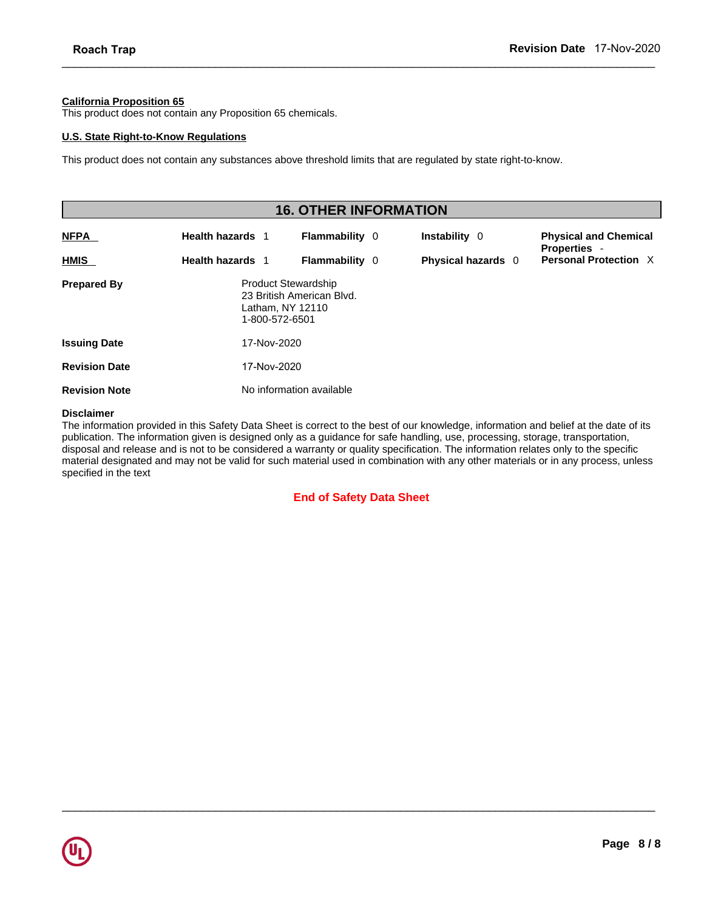**California Proposition 65**
This product does not contain any Proposition 65 chemicals.

**U.S. State Right-to-Know Regulations**

This product does not contain any substances above threshold limits that are regulated by state right-to-know.

## 16. OTHER INFORMATION

| | | | | |
|---|---|---|---|---|
| **NFPA** | **Health hazards** 1 | **Flammability** 0 | **Instability** 0 | **Physical and Chemical Properties** - |
| **HMIS** | **Health hazards** 1 | **Flammability** 0 | **Physical hazards** 0 | **Personal Protection** X |

**Prepared By** Product Stewardship
23 British American Blvd.
Latham, NY 12110
1-800-572-6501

**Issuing Date** 17-Nov-2020

**Revision Date** 17-Nov-2020

**Revision Note** No information available

**Disclaimer**
The information provided in this Safety Data Sheet is correct to the best of our knowledge, information and belief at the date of its publication. The information given is designed only as a guidance for safe handling, use, processing, storage, transportation, disposal and release and is not to be considered a warranty or quality specification. The information relates only to the specific material designated and may not be valid for such material used in combination with any other materials or in any process, unless specified in the text

**End of Safety Data Sheet**